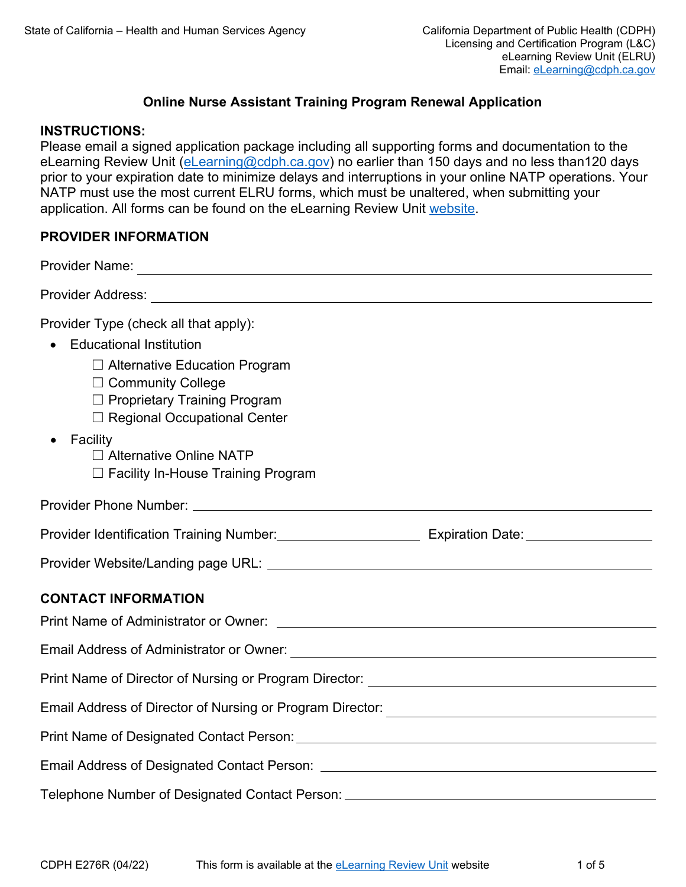State of California – Health and Human Services Agency

California Department of Public Health (CDPH)
Licensing and Certification Program (L&C)
eLearning Review Unit (ELRU)
Email: eLearning@cdph.ca.gov

# Online Nurse Assistant Training Program Renewal Application

## INSTRUCTIONS:

Please email a signed application package including all supporting forms and documentation to the eLearning Review Unit (eLearning@cdph.ca.gov) no earlier than 150 days and no less than120 days prior to your expiration date to minimize delays and interruptions in your online NATP operations. Your NATP must use the most current ELRU forms, which must be unaltered, when submitting your application. All forms can be found on the eLearning Review Unit website.

## PROVIDER INFORMATION

Provider Name: ______________________________

Provider Address: ______________________________

Provider Type (check all that apply):

- Educational Institution
  - ☐ Alternative Education Program
  - ☐ Community College
  - ☐ Proprietary Training Program
  - ☐ Regional Occupational Center
- Facility
  - ☐ Alternative Online NATP
  - ☐ Facility In-House Training Program

Provider Phone Number: ______________________________

Provider Identification Training Number: ____________________ Expiration Date: ____________________

Provider Website/Landing page URL: ______________________________

## CONTACT INFORMATION

Print Name of Administrator or Owner: ______________________________

Email Address of Administrator or Owner: ______________________________

Print Name of Director of Nursing or Program Director: ______________________________

Email Address of Director of Nursing or Program Director: ______________________________

Print Name of Designated Contact Person: ______________________________

Email Address of Designated Contact Person: ______________________________

Telephone Number of Designated Contact Person: ______________________________

CDPH E276R (04/22) This form is available at the eLearning Review Unit website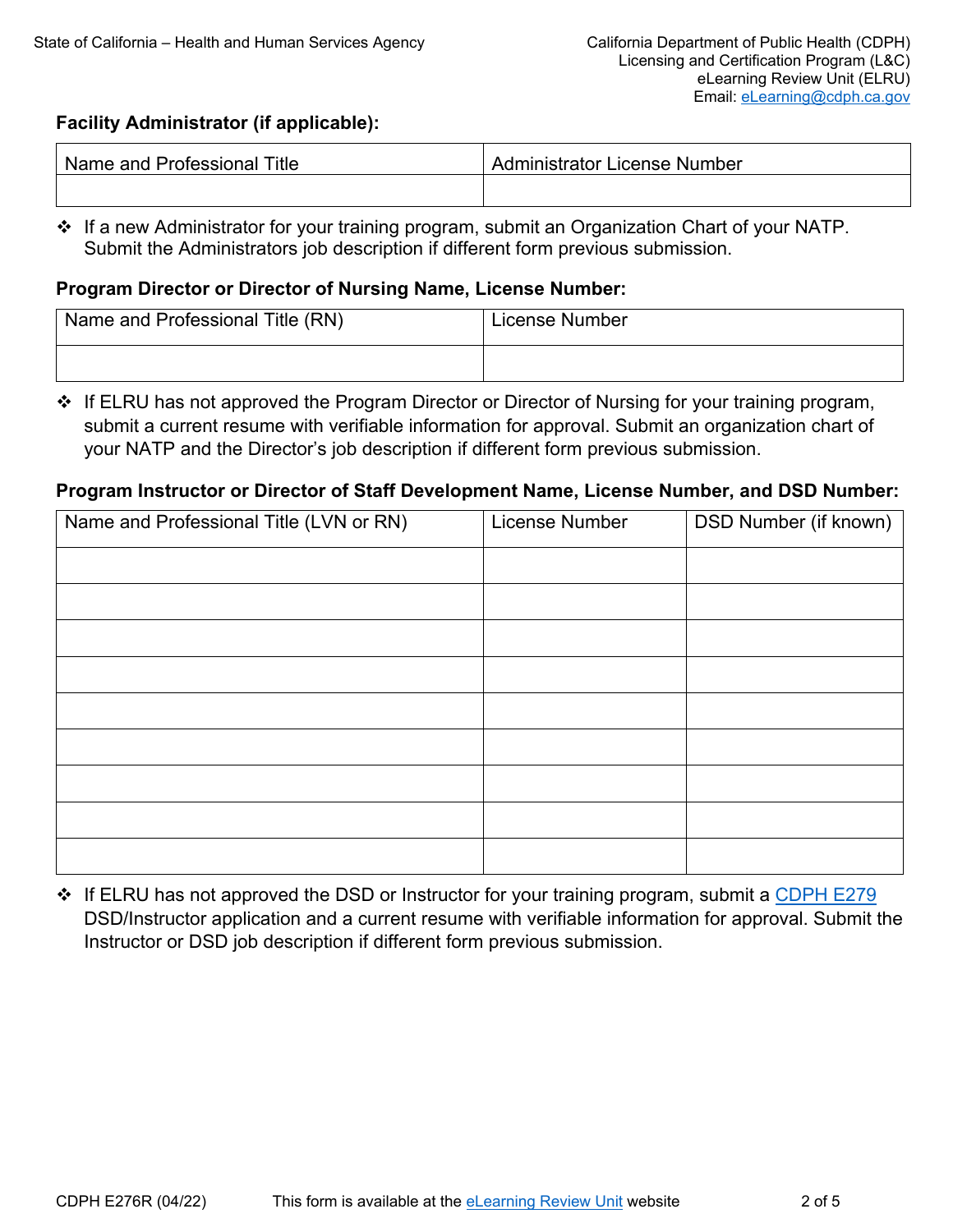**Facility Administrator (if applicable):**

| Name and Professional Title | Administrator License Number |
| --- | --- |
| | |

- ❖ If a new Administrator for your training program, submit an Organization Chart of your NATP. Submit the Administrators job description if different form previous submission.

**Program Director or Director of Nursing Name, License Number:**

| Name and Professional Title (RN) | License Number |
| --- | --- |
| | |

- ❖ If ELRU has not approved the Program Director or Director of Nursing for your training program, submit a current resume with verifiable information for approval. Submit an organization chart of your NATP and the Director's job description if different form previous submission.

**Program Instructor or Director of Staff Development Name, License Number, and DSD Number:**

| Name and Professional Title (LVN or RN) | License Number | DSD Number (if known) |
| --- | --- | --- |
| | | |
| | | |
| | | |
| | | |
| | | |
| | | |
| | | |
| | | |
| | | |

- ❖ If ELRU has not approved the DSD or Instructor for your training program, submit a CDPH E279 DSD/Instructor application and a current resume with verifiable information for approval. Submit the Instructor or DSD job description if different form previous submission.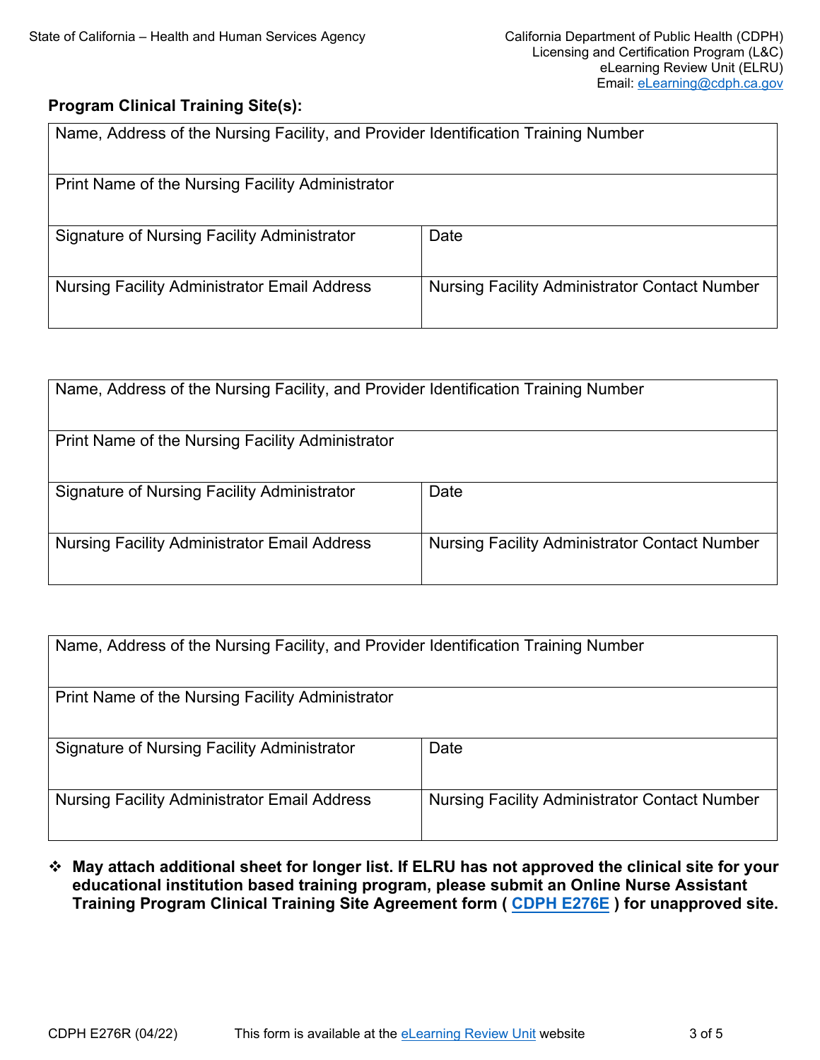**Program Clinical Training Site(s):**

| Name, Address of the Nursing Facility, and Provider Identification Training Number | |
|---|---|
| Print Name of the Nursing Facility Administrator | |
| Signature of Nursing Facility Administrator | Date |
| Nursing Facility Administrator Email Address | Nursing Facility Administrator Contact Number |

| Name, Address of the Nursing Facility, and Provider Identification Training Number | |
|---|---|
| Print Name of the Nursing Facility Administrator | |
| Signature of Nursing Facility Administrator | Date |
| Nursing Facility Administrator Email Address | Nursing Facility Administrator Contact Number |

| Name, Address of the Nursing Facility, and Provider Identification Training Number | |
|---|---|
| Print Name of the Nursing Facility Administrator | |
| Signature of Nursing Facility Administrator | Date |
| Nursing Facility Administrator Email Address | Nursing Facility Administrator Contact Number |

- **May attach additional sheet for longer list. If ELRU has not approved the clinical site for your educational institution based training program, please submit an Online Nurse Assistant Training Program Clinical Training Site Agreement form ( CDPH E276E ) for unapproved site.**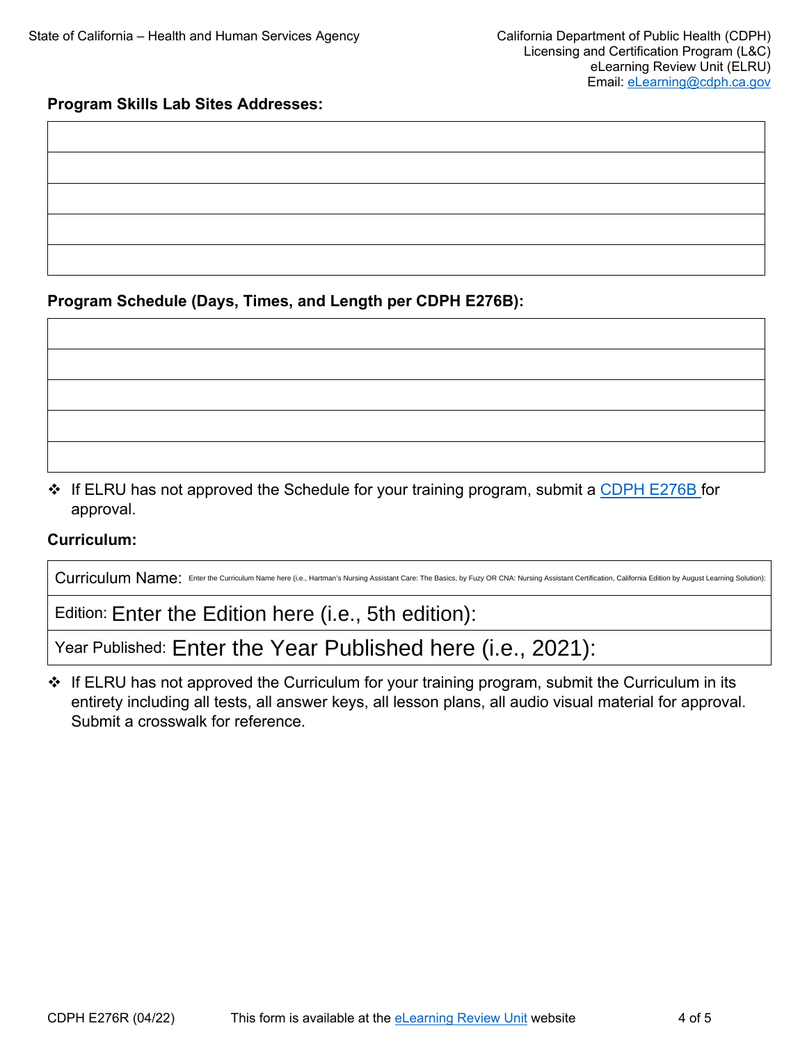**Program Skills Lab Sites Addresses:**

| |
|---|
| |
| |
| |
| |
| |

**Program Schedule (Days, Times, and Length per CDPH E276B):**

| |
|---|
| |
| |
| |
| |
| |

❖ If ELRU has not approved the Schedule for your training program, submit a CDPH E276B for approval.

**Curriculum:**

| |
|---|
| Curriculum Name: Enter the Curriculum Name here (i.e., Hartman's Nursing Assistant Care: The Basics, by Fuzy OR CNA: Nursing Assistant Certification, California Edition by August Learning Solution): |
| Edition: Enter the Edition here (i.e., 5th edition): |
| Year Published: Enter the Year Published here (i.e., 2021): |

❖ If ELRU has not approved the Curriculum for your training program, submit the Curriculum in its entirety including all tests, all answer keys, all lesson plans, all audio visual material for approval. Submit a crosswalk for reference.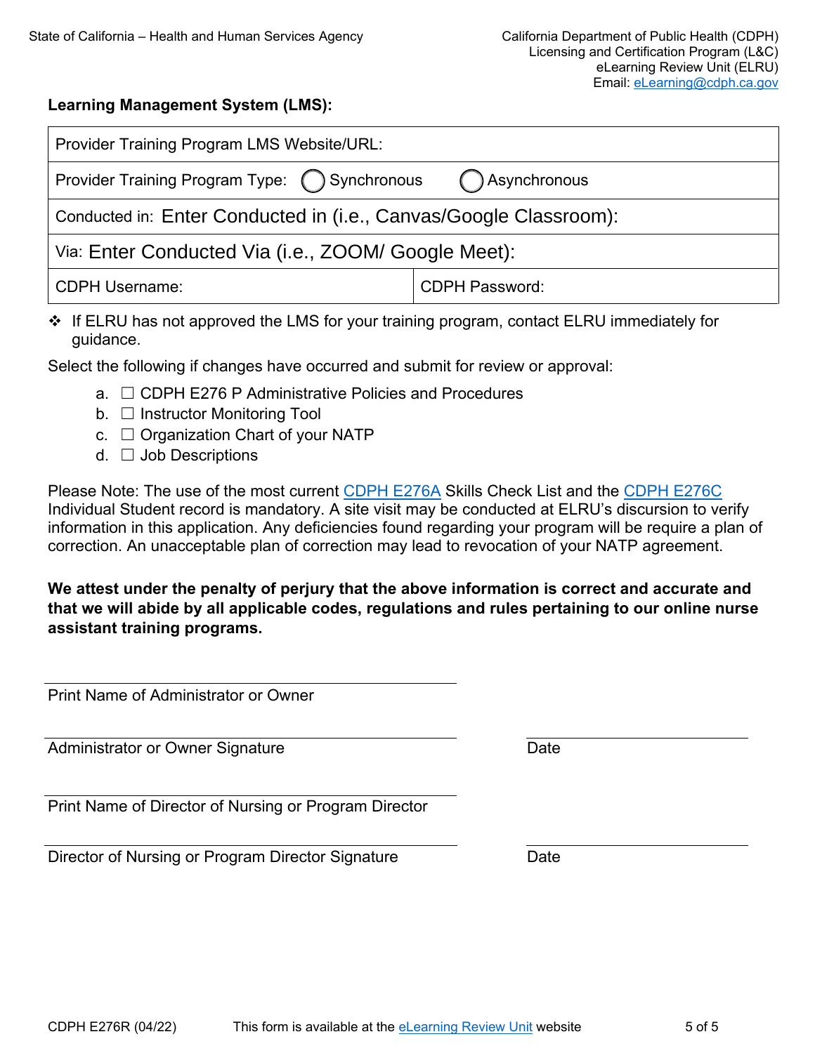**Learning Management System (LMS):**

| | |
|---|---|
| Provider Training Program LMS Website/URL: | |
| Provider Training Program Type: ◯ Synchronous ◯ Asynchronous | |
| Conducted in: Enter Conducted in (i.e., Canvas/Google Classroom): | |
| Via: Enter Conducted Via (i.e., ZOOM/ Google Meet): | |
| CDPH Username: | CDPH Password: |

❖ If ELRU has not approved the LMS for your training program, contact ELRU immediately for guidance.

Select the following if changes have occurred and submit for review or approval:

a. ☐ CDPH E276 P Administrative Policies and Procedures
b. ☐ Instructor Monitoring Tool
c. ☐ Organization Chart of your NATP
d. ☐ Job Descriptions

Please Note: The use of the most current CDPH E276A Skills Check List and the CDPH E276C Individual Student record is mandatory. A site visit may be conducted at ELRU's discursion to verify information in this application. Any deficiencies found regarding your program will be require a plan of correction. An unacceptable plan of correction may lead to revocation of your NATP agreement.

**We attest under the penalty of perjury that the above information is correct and accurate and that we will abide by all applicable codes, regulations and rules pertaining to our online nurse assistant training programs.**

Print Name of Administrator or Owner

Administrator or Owner Signature　　　　Date

Print Name of Director of Nursing or Program Director

Director of Nursing or Program Director Signature　　　　Date